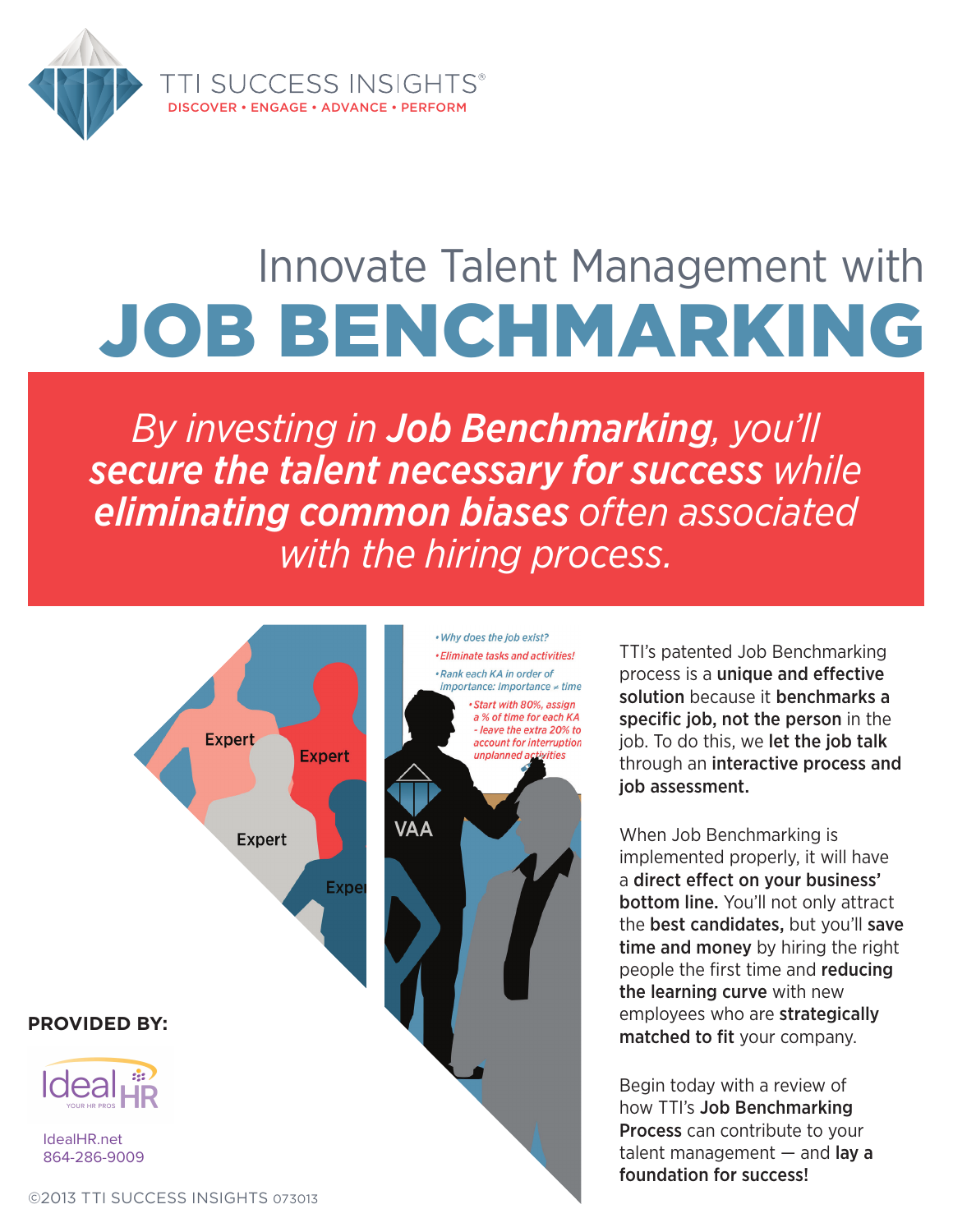TTI SUCCESS INSIGHTS®
DISCOVER • ENGAGE • ADVANCE • PERFORM

# Innovate Talent Management with JOB BENCHMARKING

*By investing in **Job Benchmarking**, you'll **secure the talent necessary for success** while **eliminating common biases** often associated with the hiring process.*

TTI's patented Job Benchmarking process is a **unique and effective solution** because it **benchmarks a specific job, not the person** in the job. To do this, we **let the job talk** through an **interactive process and job assessment.**

When Job Benchmarking is implemented properly, it will have a **direct effect on your business' bottom line.** You'll not only attract the **best candidates,** but you'll **save time and money** by hiring the right people the first time and **reducing the learning curve** with new employees who are **strategically matched to fit** your company.

Begin today with a review of how TTI's **Job Benchmarking Process** can contribute to your talent management — and **lay a foundation for success!**

**PROVIDED BY:**

Ideal HR — YOUR HR PROS
IdealHR.net
864-286-9009

©2013 TTI SUCCESS INSIGHTS 073013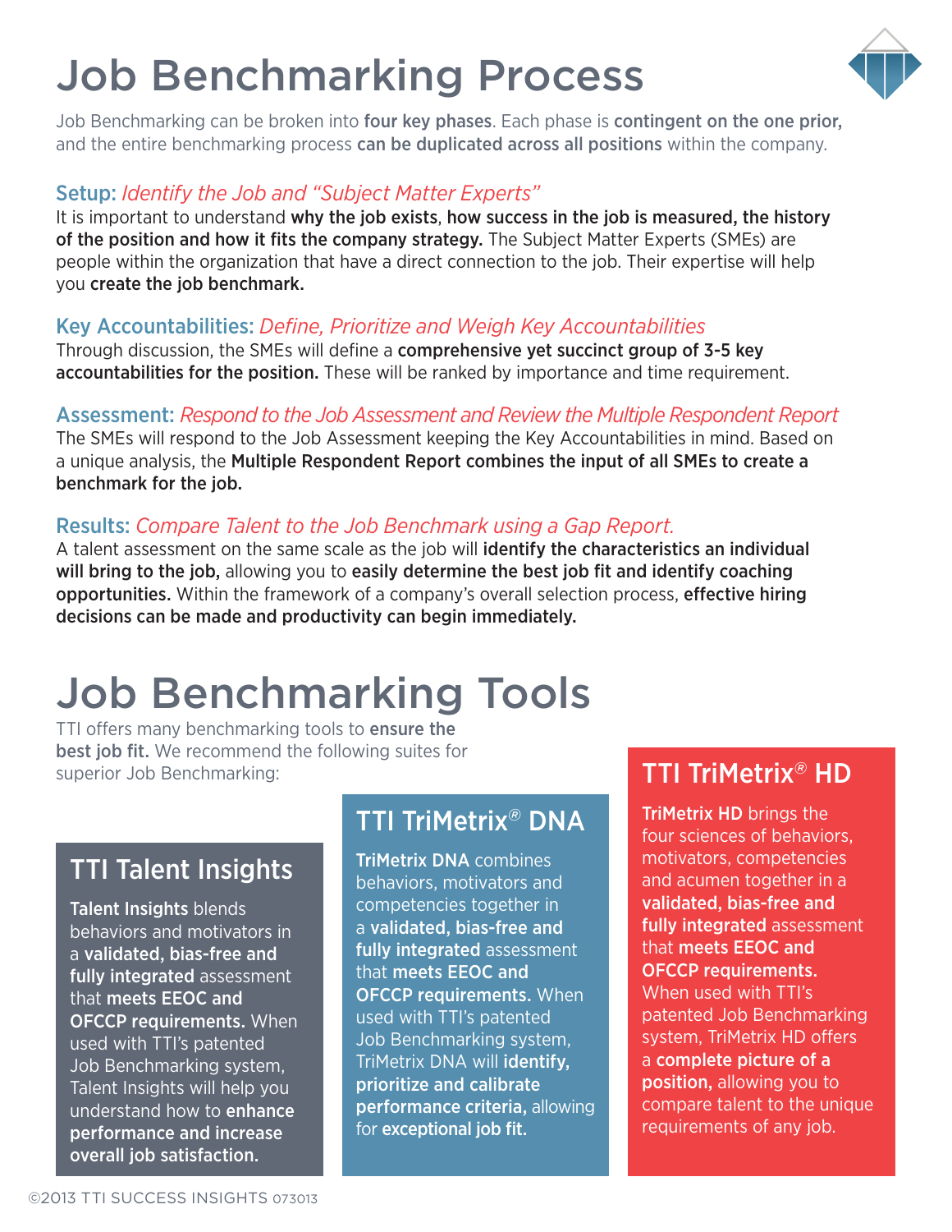# Job Benchmarking Process

Job Benchmarking can be broken into **four key phases**. Each phase is **contingent on the one prior,** and the entire benchmarking process **can be duplicated across all positions** within the company.

### Setup: *Identify the Job and "Subject Matter Experts"*

It is important to understand **why the job exists**, **how success in the job is measured, the history of the position and how it fits the company strategy.** The Subject Matter Experts (SMEs) are people within the organization that have a direct connection to the job. Their expertise will help you **create the job benchmark.**

### Key Accountabilities: *Define, Prioritize and Weigh Key Accountabilities*

Through discussion, the SMEs will define a **comprehensive yet succinct group of 3-5 key accountabilities for the position.** These will be ranked by importance and time requirement.

### Assessment: *Respond to the Job Assessment and Review the Multiple Respondent Report*

The SMEs will respond to the Job Assessment keeping the Key Accountabilities in mind. Based on a unique analysis, the **Multiple Respondent Report combines the input of all SMEs to create a benchmark for the job.**

### Results: *Compare Talent to the Job Benchmark using a Gap Report.*

A talent assessment on the same scale as the job will **identify the characteristics an individual will bring to the job,** allowing you to **easily determine the best job fit and identify coaching opportunities.** Within the framework of a company's overall selection process, **effective hiring decisions can be made and productivity can begin immediately.**

# Job Benchmarking Tools

TTI offers many benchmarking tools to **ensure the best job fit.** We recommend the following suites for superior Job Benchmarking:

## TTI Talent Insights

**Talent Insights** blends behaviors and motivators in a **validated, bias-free and fully integrated** assessment that **meets EEOC and OFCCP requirements.** When used with TTI's patented Job Benchmarking system, Talent Insights will help you understand how to **enhance performance and increase overall job satisfaction.**

## TTI TriMetrix® DNA

**TriMetrix DNA** combines behaviors, motivators and competencies together in a **validated, bias-free and fully integrated** assessment that **meets EEOC and OFCCP requirements.** When used with TTI's patented Job Benchmarking system, TriMetrix DNA will **identify, prioritize and calibrate performance criteria,** allowing for **exceptional job fit.**

## TTI TriMetrix® HD

**TriMetrix HD** brings the four sciences of behaviors, motivators, competencies and acumen together in a **validated, bias-free and fully integrated** assessment that **meets EEOC and OFCCP requirements.** When used with TTI's patented Job Benchmarking system, TriMetrix HD offers a **complete picture of a position,** allowing you to compare talent to the unique requirements of any job.

©2013 TTI SUCCESS INSIGHTS 073013